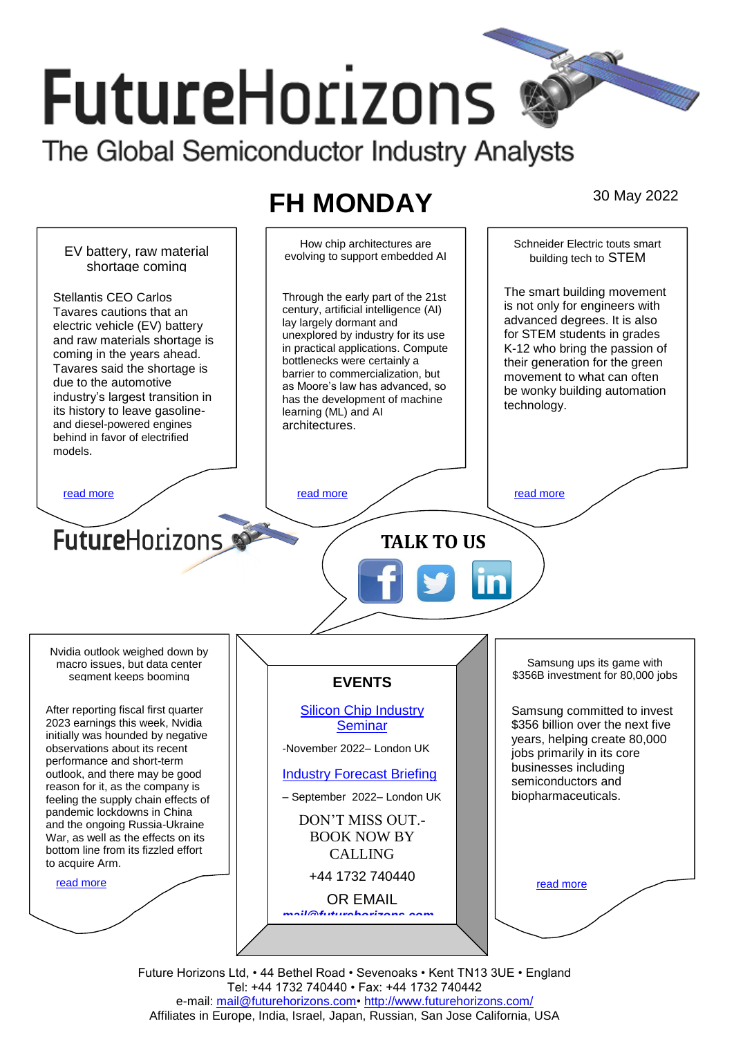# FutureHorizons

The Global Semiconductor Industry Analysts

## FH MONDAY

30 May 2022

### EV battery, raw material shortage coming

Stellantis CEO Carlos Tavares cautions that an electric vehicle (EV) battery and raw materials shortage is coming in the years ahead. Tavares said the shortage is due to the automotive industry's largest transition in its history to leave gasoline- and diesel-powered engines behind in favor of electrified models.

read more

### How chip architectures are evolving to support embedded AI

Through the early part of the 21st century, artificial intelligence (AI) lay largely dormant and unexplored by industry for its use in practical applications. Compute bottlenecks were certainly a barrier to commercialization, but as Moore's law has advanced, so has the development of machine learning (ML) and AI architectures.

read more

### Schneider Electric touts smart building tech to STEM

The smart building movement is not only for engineers with advanced degrees. It is also for STEM students in grades K-12 who bring the passion of their generation for the green movement to what can often be wonky building automation technology.

read more

FutureHorizons

**TALK TO US**

### Nvidia outlook weighed down by macro issues, but data center segment keeps booming

After reporting fiscal first quarter 2023 earnings this week, Nvidia initially was hounded by negative observations about its recent performance and short-term outlook, and there may be good reason for it, as the company is feeling the supply chain effects of pandemic lockdowns in China and the ongoing Russia-Ukraine War, as well as the effects on its bottom line from its fizzled effort to acquire Arm.

read more

### EVENTS

Silicon Chip Industry Seminar

-November 2022– London UK

Industry Forecast Briefing

– September 2022– London UK

DON'T MISS OUT.- BOOK NOW BY CALLING

+44 1732 740440

OR EMAIL

mail@futurehorizons.com

### Samsung ups its game with $356B investment for 80,000 jobs

Samsung committed to invest $356 billion over the next five years, helping create 80,000 jobs primarily in its core businesses including semiconductors and biopharmaceuticals.

read more

Future Horizons Ltd, • 44 Bethel Road • Sevenoaks • Kent TN13 3UE • England
Tel: +44 1732 740440 • Fax: +44 1732 740442
e-mail: mail@futurehorizons.com• http://www.futurehorizons.com/
Affiliates in Europe, India, Israel, Japan, Russian, San Jose California, USA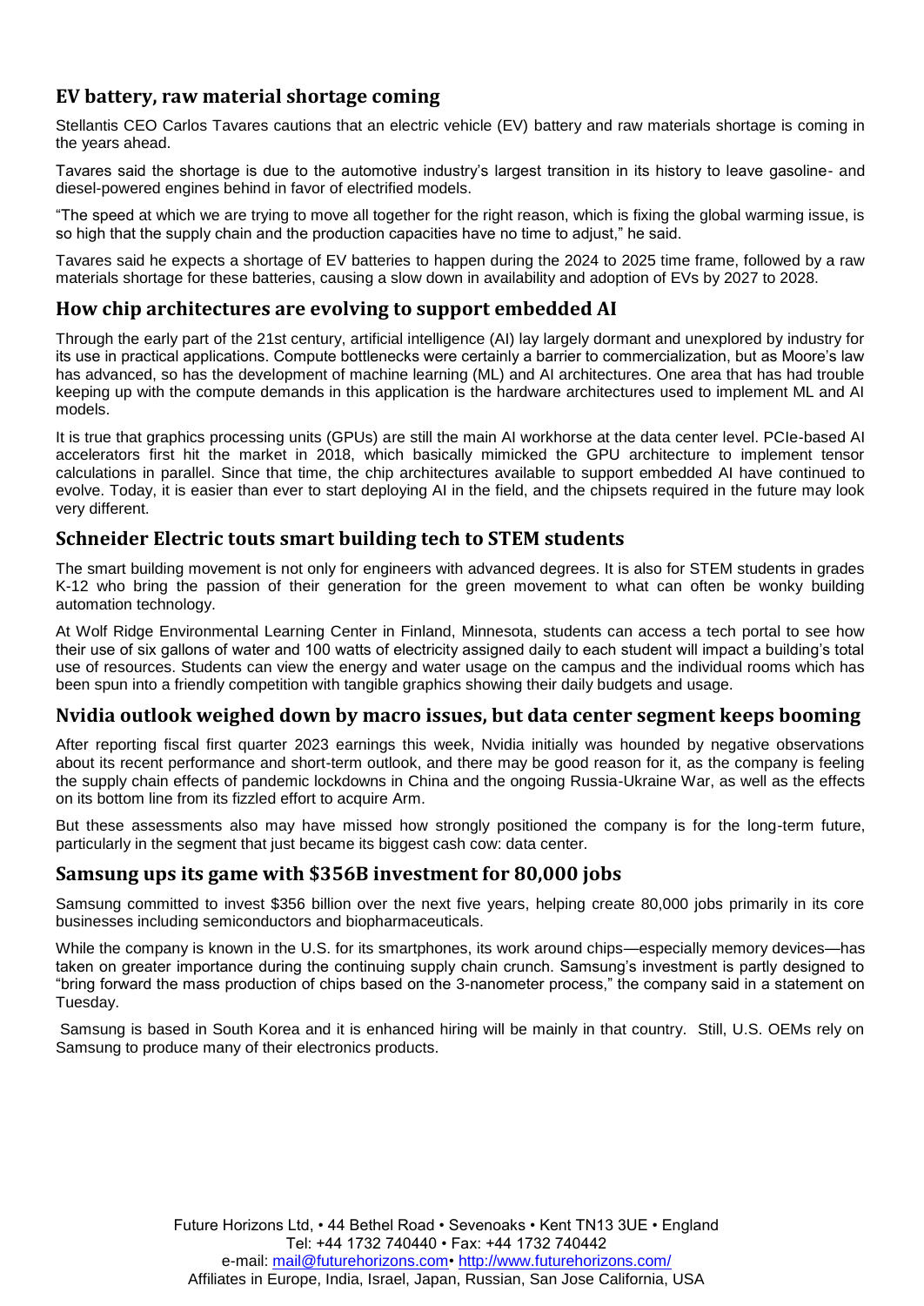## EV battery, raw material shortage coming

Stellantis CEO Carlos Tavares cautions that an electric vehicle (EV) battery and raw materials shortage is coming in the years ahead.

Tavares said the shortage is due to the automotive industry's largest transition in its history to leave gasoline- and diesel-powered engines behind in favor of electrified models.

"The speed at which we are trying to move all together for the right reason, which is fixing the global warming issue, is so high that the supply chain and the production capacities have no time to adjust," he said.

Tavares said he expects a shortage of EV batteries to happen during the 2024 to 2025 time frame, followed by a raw materials shortage for these batteries, causing a slow down in availability and adoption of EVs by 2027 to 2028.

## How chip architectures are evolving to support embedded AI

Through the early part of the 21st century, artificial intelligence (AI) lay largely dormant and unexplored by industry for its use in practical applications. Compute bottlenecks were certainly a barrier to commercialization, but as Moore's law has advanced, so has the development of machine learning (ML) and AI architectures. One area that has had trouble keeping up with the compute demands in this application is the hardware architectures used to implement ML and AI models.

It is true that graphics processing units (GPUs) are still the main AI workhorse at the data center level. PCIe-based AI accelerators first hit the market in 2018, which basically mimicked the GPU architecture to implement tensor calculations in parallel. Since that time, the chip architectures available to support embedded AI have continued to evolve. Today, it is easier than ever to start deploying AI in the field, and the chipsets required in the future may look very different.

## Schneider Electric touts smart building tech to STEM students

The smart building movement is not only for engineers with advanced degrees. It is also for STEM students in grades K-12 who bring the passion of their generation for the green movement to what can often be wonky building automation technology.

At Wolf Ridge Environmental Learning Center in Finland, Minnesota, students can access a tech portal to see how their use of six gallons of water and 100 watts of electricity assigned daily to each student will impact a building's total use of resources. Students can view the energy and water usage on the campus and the individual rooms which has been spun into a friendly competition with tangible graphics showing their daily budgets and usage.

## Nvidia outlook weighed down by macro issues, but data center segment keeps booming

After reporting fiscal first quarter 2023 earnings this week, Nvidia initially was hounded by negative observations about its recent performance and short-term outlook, and there may be good reason for it, as the company is feeling the supply chain effects of pandemic lockdowns in China and the ongoing Russia-Ukraine War, as well as the effects on its bottom line from its fizzled effort to acquire Arm.

But these assessments also may have missed how strongly positioned the company is for the long-term future, particularly in the segment that just became its biggest cash cow: data center.

## Samsung ups its game with $356B investment for 80,000 jobs

Samsung committed to invest $356 billion over the next five years, helping create 80,000 jobs primarily in its core businesses including semiconductors and biopharmaceuticals.

While the company is known in the U.S. for its smartphones, its work around chips—especially memory devices—has taken on greater importance during the continuing supply chain crunch. Samsung's investment is partly designed to "bring forward the mass production of chips based on the 3-nanometer process," the company said in a statement on Tuesday.

Samsung is based in South Korea and it is enhanced hiring will be mainly in that country. Still, U.S. OEMs rely on Samsung to produce many of their electronics products.

Future Horizons Ltd, • 44 Bethel Road • Sevenoaks • Kent TN13 3UE • England
Tel: +44 1732 740440 • Fax: +44 1732 740442
e-mail: mail@futurehorizons.com• http://www.futurehorizons.com/
Affiliates in Europe, India, Israel, Japan, Russian, San Jose California, USA